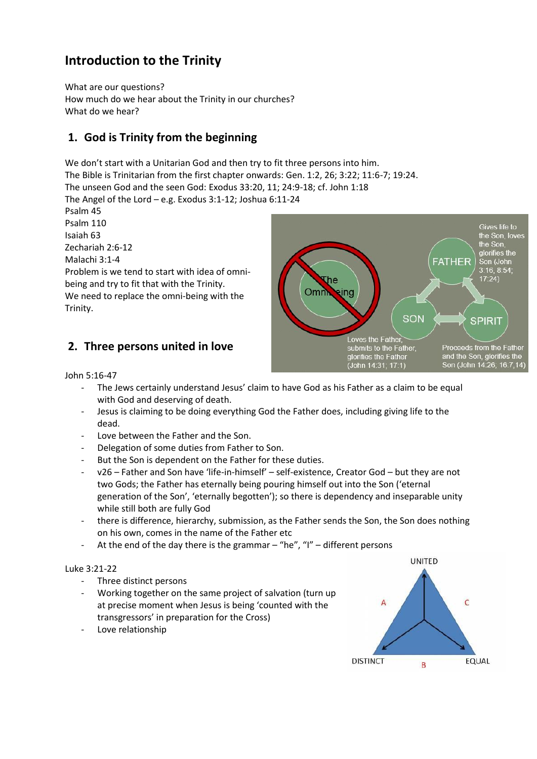# Introduction to the Trinity

What are our questions?
How much do we hear about the Trinity in our churches?
What do we hear?

## 1. God is Trinity from the beginning

We don't start with a Unitarian God and then try to fit three persons into him.
The Bible is Trinitarian from the first chapter onwards: Gen. 1:2, 26; 3:22; 11:6-7; 19:24.
The unseen God and the seen God: Exodus 33:20, 11; 24:9-18; cf. John 1:18
The Angel of the Lord – e.g. Exodus 3:1-12; Joshua 6:11-24
Psalm 45
Psalm 110
Isaiah 63
Zechariah 2:6-12
Malachi 3:1-4
Problem is we tend to start with idea of omni-being and try to fit that with the Trinity.
We need to replace the omni-being with the Trinity.

## 2. Three persons united in love

John 5:16-47

- The Jews certainly understand Jesus' claim to have God as his Father as a claim to be equal with God and deserving of death.
- Jesus is claiming to be doing everything God the Father does, including giving life to the dead.
- Love between the Father and the Son.
- Delegation of some duties from Father to Son.
- But the Son is dependent on the Father for these duties.
- v26 – Father and Son have 'life-in-himself' – self-existence, Creator God – but they are not two Gods; the Father has eternally being pouring himself out into the Son ('eternal generation of the Son', 'eternally begotten'); so there is dependency and inseparable unity while still both are fully God
- there is difference, hierarchy, submission, as the Father sends the Son, the Son does nothing on his own, comes in the name of the Father etc
- At the end of the day there is the grammar – "he", "I" – different persons

Luke 3:21-22

- Three distinct persons
- Working together on the same project of salvation (turn up at precise moment when Jesus is being 'counted with the transgressors' in preparation for the Cross)
- Love relationship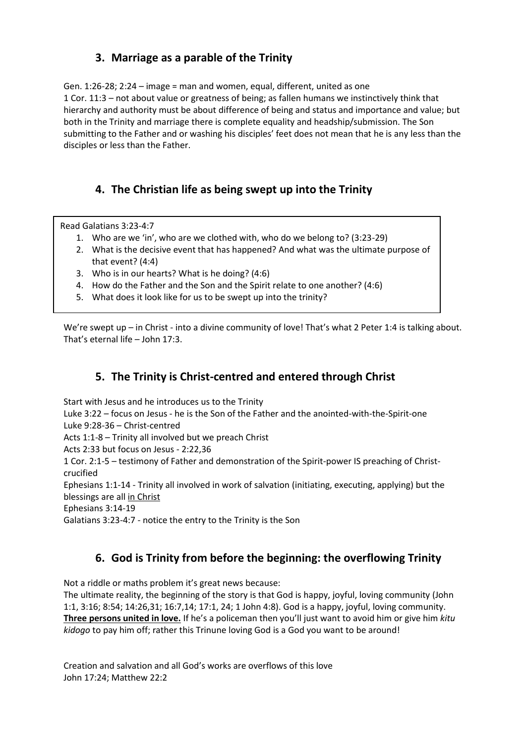## 3. Marriage as a parable of the Trinity

Gen. 1:26-28; 2:24 – image = man and women, equal, different, united as one
1 Cor. 11:3 – not about value or greatness of being; as fallen humans we instinctively think that hierarchy and authority must be about difference of being and status and importance and value; but both in the Trinity and marriage there is complete equality and headship/submission. The Son submitting to the Father and or washing his disciples' feet does not mean that he is any less than the disciples or less than the Father.

## 4. The Christian life as being swept up into the Trinity

Read Galatians 3:23-4:7

1. Who are we 'in', who are we clothed with, who do we belong to? (3:23-29)
2. What is the decisive event that has happened? And what was the ultimate purpose of that event? (4:4)
3. Who is in our hearts? What is he doing? (4:6)
4. How do the Father and the Son and the Spirit relate to one another? (4:6)
5. What does it look like for us to be swept up into the trinity?

We're swept up – in Christ - into a divine community of love! That's what 2 Peter 1:4 is talking about. That's eternal life – John 17:3.

## 5. The Trinity is Christ-centred and entered through Christ

Start with Jesus and he introduces us to the Trinity
Luke 3:22 – focus on Jesus - he is the Son of the Father and the anointed-with-the-Spirit-one
Luke 9:28-36 – Christ-centred
Acts 1:1-8 – Trinity all involved but we preach Christ
Acts 2:33 but focus on Jesus - 2:22,36
1 Cor. 2:1-5 – testimony of Father and demonstration of the Spirit-power IS preaching of Christ-crucified
Ephesians 1:1-14 - Trinity all involved in work of salvation (initiating, executing, applying) but the blessings are all <u>in Christ</u>
Ephesians 3:14-19
Galatians 3:23-4:7 - notice the entry to the Trinity is the Son

## 6. God is Trinity from before the beginning: the overflowing Trinity

Not a riddle or maths problem it's great news because:
The ultimate reality, the beginning of the story is that God is happy, joyful, loving community (John 1:1, 3:16; 8:54; 14:26,31; 16:7,14; 17:1, 24; 1 John 4:8). God is a happy, joyful, loving community. **<u>Three persons united in love.</u>** If he's a policeman then you'll just want to avoid him or give him *kitu kidogo* to pay him off; rather this Trinune loving God is a God you want to be around!

Creation and salvation and all God's works are overflows of this love
John 17:24; Matthew 22:2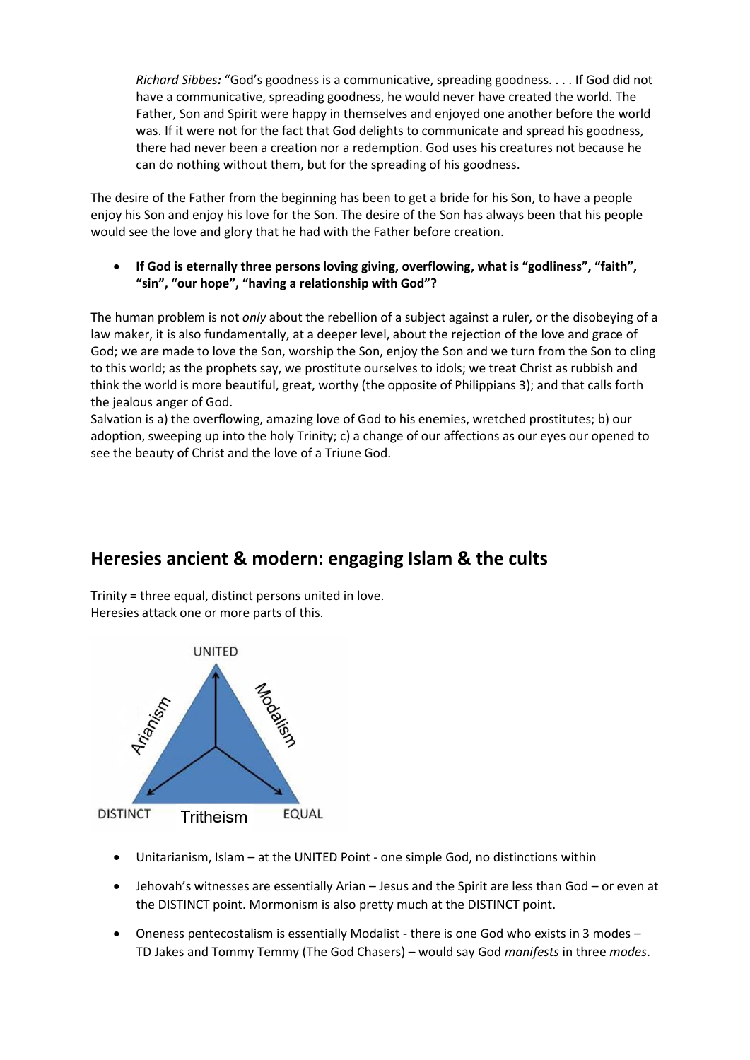> *Richard Sibbes:* "God's goodness is a communicative, spreading goodness. . . . If God did not have a communicative, spreading goodness, he would never have created the world. The Father, Son and Spirit were happy in themselves and enjoyed one another before the world was. If it were not for the fact that God delights to communicate and spread his goodness, there had never been a creation nor a redemption. God uses his creatures not because he can do nothing without them, but for the spreading of his goodness.

The desire of the Father from the beginning has been to get a bride for his Son, to have a people enjoy his Son and enjoy his love for the Son. The desire of the Son has always been that his people would see the love and glory that he had with the Father before creation.

- **If God is eternally three persons loving giving, overflowing, what is "godliness", "faith", "sin", "our hope", "having a relationship with God"?**

The human problem is not *only* about the rebellion of a subject against a ruler, or the disobeying of a law maker, it is also fundamentally, at a deeper level, about the rejection of the love and grace of God; we are made to love the Son, worship the Son, enjoy the Son and we turn from the Son to cling to this world; as the prophets say, we prostitute ourselves to idols; we treat Christ as rubbish and think the world is more beautiful, great, worthy (the opposite of Philippians 3); and that calls forth the jealous anger of God.
Salvation is a) the overflowing, amazing love of God to his enemies, wretched prostitutes; b) our adoption, sweeping up into the holy Trinity; c) a change of our affections as our eyes our opened to see the beauty of Christ and the love of a Triune God.

## Heresies ancient & modern: engaging Islam & the cults

Trinity = three equal, distinct persons united in love.
Heresies attack one or more parts of this.

- Unitarianism, Islam – at the UNITED Point - one simple God, no distinctions within
- Jehovah's witnesses are essentially Arian – Jesus and the Spirit are less than God – or even at the DISTINCT point. Mormonism is also pretty much at the DISTINCT point.
- Oneness pentecostalism is essentially Modalist - there is one God who exists in 3 modes – TD Jakes and Tommy Temmy (The God Chasers) – would say God *manifests* in three *modes*.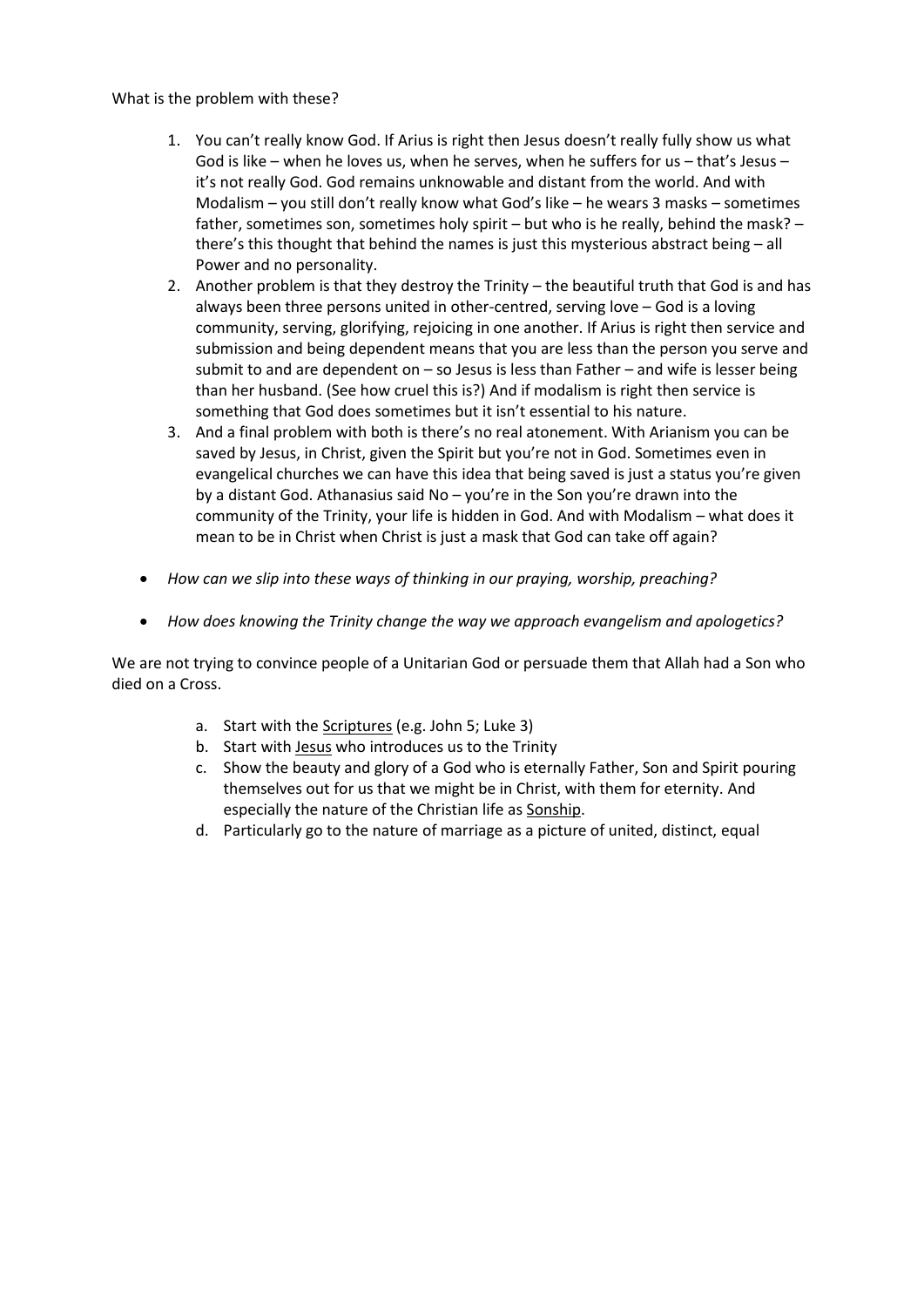What is the problem with these?

1. You can't really know God. If Arius is right then Jesus doesn't really fully show us what God is like – when he loves us, when he serves, when he suffers for us – that's Jesus – it's not really God. God remains unknowable and distant from the world. And with Modalism – you still don't really know what God's like – he wears 3 masks – sometimes father, sometimes son, sometimes holy spirit – but who is he really, behind the mask? – there's this thought that behind the names is just this mysterious abstract being – all Power and no personality.
2. Another problem is that they destroy the Trinity – the beautiful truth that God is and has always been three persons united in other-centred, serving love – God is a loving community, serving, glorifying, rejoicing in one another. If Arius is right then service and submission and being dependent means that you are less than the person you serve and submit to and are dependent on – so Jesus is less than Father – and wife is lesser being than her husband. (See how cruel this is?) And if modalism is right then service is something that God does sometimes but it isn't essential to his nature.
3. And a final problem with both is there's no real atonement. With Arianism you can be saved by Jesus, in Christ, given the Spirit but you're not in God. Sometimes even in evangelical churches we can have this idea that being saved is just a status you're given by a distant God. Athanasius said No – you're in the Son you're drawn into the community of the Trinity, your life is hidden in God. And with Modalism – what does it mean to be in Christ when Christ is just a mask that God can take off again?

- *How can we slip into these ways of thinking in our praying, worship, preaching?*
- *How does knowing the Trinity change the way we approach evangelism and apologetics?*

We are not trying to convince people of a Unitarian God or persuade them that Allah had a Son who died on a Cross.

a. Start with the <u>Scriptures</u> (e.g. John 5; Luke 3)
b. Start with <u>Jesus</u> who introduces us to the Trinity
c. Show the beauty and glory of a God who is eternally Father, Son and Spirit pouring themselves out for us that we might be in Christ, with them for eternity. And especially the nature of the Christian life as <u>Sonship</u>.
d. Particularly go to the nature of marriage as a picture of united, distinct, equal